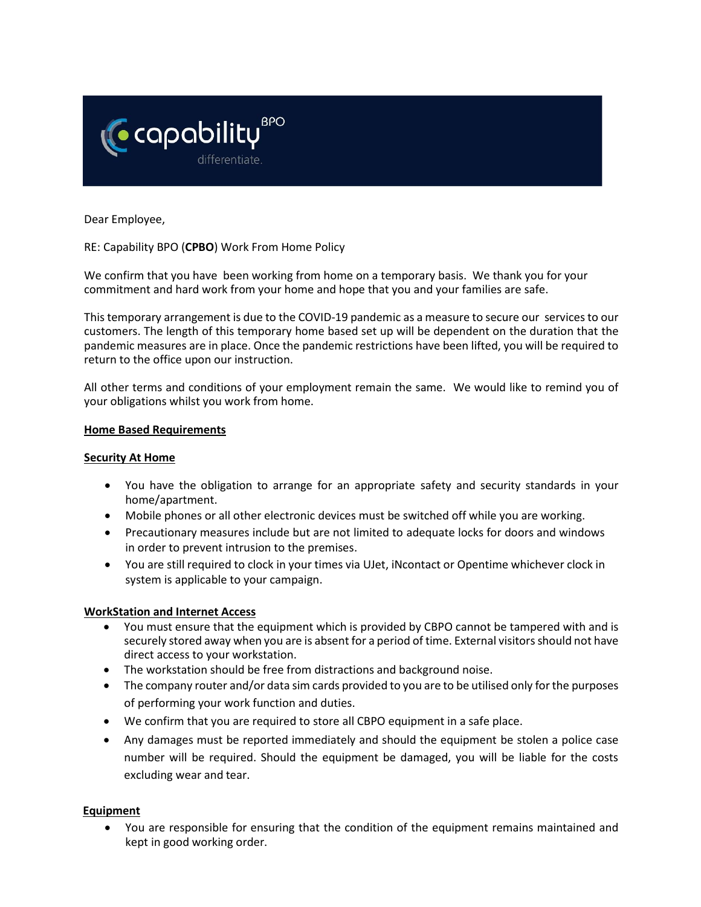Dear Employee,

RE: Capability BPO (**CPBO**) Work From Home Policy

We confirm that you have been working from home on a temporary basis. We thank you for your commitment and hard work from your home and hope that you and your families are safe.

This temporary arrangement is due to the COVID-19 pandemic as a measure to secure our services to our customers. The length of this temporary home based set up will be dependent on the duration that the pandemic measures are in place. Once the pandemic restrictions have been lifted, you will be required to return to the office upon our instruction.

All other terms and conditions of your employment remain the same. We would like to remind you of your obligations whilst you work from home.

**<u>Home Based Requirements</u>**

**<u>Security At Home</u>**

- You have the obligation to arrange for an appropriate safety and security standards in your home/apartment.
- Mobile phones or all other electronic devices must be switched off while you are working.
- Precautionary measures include but are not limited to adequate locks for doors and windows in order to prevent intrusion to the premises.
- You are still required to clock in your times via UJet, iNcontact or Opentime whichever clock in system is applicable to your campaign.

**<u>WorkStation and Internet Access</u>**

- You must ensure that the equipment which is provided by CBPO cannot be tampered with and is securely stored away when you are is absent for a period of time. External visitors should not have direct access to your workstation.
- The workstation should be free from distractions and background noise.
- The company router and/or data sim cards provided to you are to be utilised only for the purposes of performing your work function and duties.
- We confirm that you are required to store all CBPO equipment in a safe place.
- Any damages must be reported immediately and should the equipment be stolen a police case number will be required. Should the equipment be damaged, you will be liable for the costs excluding wear and tear.

**<u>Equipment</u>**

- You are responsible for ensuring that the condition of the equipment remains maintained and kept in good working order.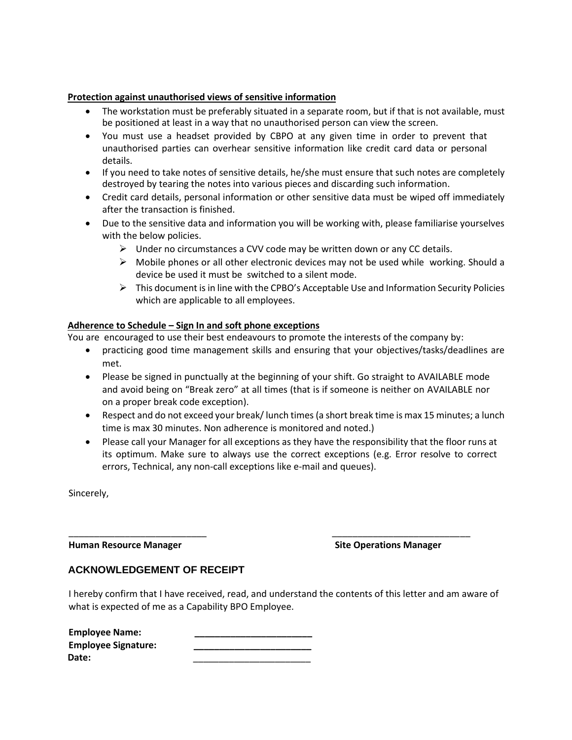**Protection against unauthorised views of sensitive information**

- The workstation must be preferably situated in a separate room, but if that is not available, must be positioned at least in a way that no unauthorised person can view the screen.
- You must use a headset provided by CBPO at any given time in order to prevent that unauthorised parties can overhear sensitive information like credit card data or personal details.
- If you need to take notes of sensitive details, he/she must ensure that such notes are completely destroyed by tearing the notes into various pieces and discarding such information.
- Credit card details, personal information or other sensitive data must be wiped off immediately after the transaction is finished.
- Due to the sensitive data and information you will be working with, please familiarise yourselves with the below policies.
  - Under no circumstances a CVV code may be written down or any CC details.
  - Mobile phones or all other electronic devices may not be used while working. Should a device be used it must be switched to a silent mode.
  - This document is in line with the CPBO's Acceptable Use and Information Security Policies which are applicable to all employees.

**Adherence to Schedule – Sign In and soft phone exceptions**

You are encouraged to use their best endeavours to promote the interests of the company by:

- practicing good time management skills and ensuring that your objectives/tasks/deadlines are met.
- Please be signed in punctually at the beginning of your shift. Go straight to AVAILABLE mode and avoid being on "Break zero" at all times (that is if someone is neither on AVAILABLE nor on a proper break code exception).
- Respect and do not exceed your break/ lunch times (a short break time is max 15 minutes; a lunch time is max 30 minutes. Non adherence is monitored and noted.)
- Please call your Manager for all exceptions as they have the responsibility that the floor runs at its optimum. Make sure to always use the correct exceptions (e.g. Error resolve to correct errors, Technical, any non-call exceptions like e-mail and queues).

Sincerely,

\_\_\_\_\_\_\_\_\_\_\_\_\_\_\_\_\_\_\_\_\_\_\_\_\_\_\_ \_\_\_\_\_\_\_\_\_\_\_\_\_\_\_\_\_\_\_\_\_\_\_\_\_\_\_

**Human Resource Manager** **Site Operations Manager**

## ACKNOWLEDGEMENT OF RECEIPT

I hereby confirm that I have received, read, and understand the contents of this letter and am aware of what is expected of me as a Capability BPO Employee.

**Employee Name:** \_\_\_\_\_\_\_\_\_\_\_\_\_\_\_\_\_\_\_\_\_\_\_

**Employee Signature:** \_\_\_\_\_\_\_\_\_\_\_\_\_\_\_\_\_\_\_\_\_\_\_

**Date:** \_\_\_\_\_\_\_\_\_\_\_\_\_\_\_\_\_\_\_\_\_\_\_